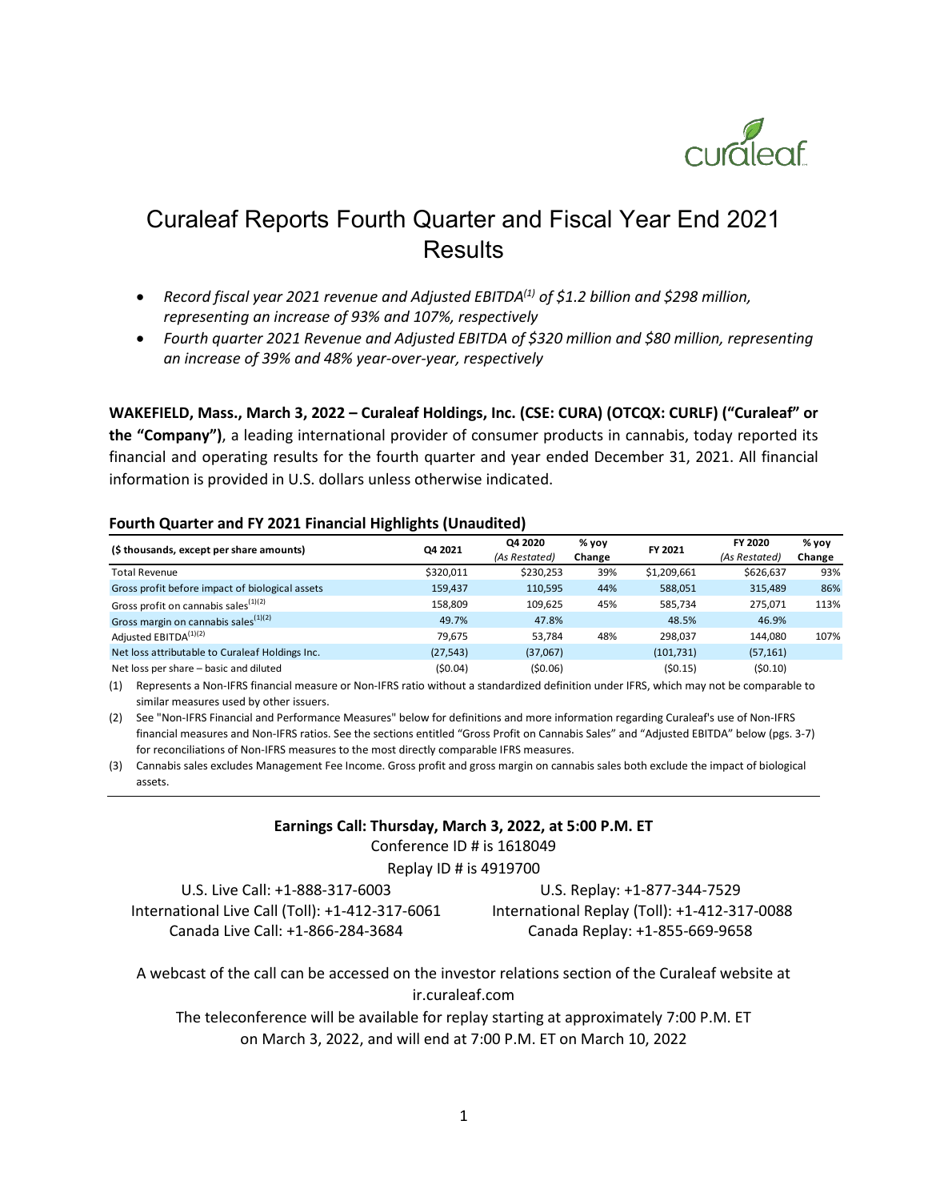# Curaleaf Reports Fourth Quarter and Fiscal Year End 2021 Results

- *Record fiscal year 2021 revenue and Adjusted EBITDA[1] of $1.2 billion and $298 million, representing an increase of 93% and 107%, respectively*
- *Fourth quarter 2021 Revenue and Adjusted EBITDA of $320 million and $80 million, representing an increase of 39% and 48% year-over-year, respectively*

**WAKEFIELD, Mass., March 3, 2022 – Curaleaf Holdings, Inc. (CSE: CURA) (OTCQX: CURLF) ("Curaleaf" or the "Company")**, a leading international provider of consumer products in cannabis, today reported its financial and operating results for the fourth quarter and year ended December 31, 2021. All financial information is provided in U.S. dollars unless otherwise indicated.

### Fourth Quarter and FY 2021 Financial Highlights (Unaudited)

| ($ thousands, except per share amounts) | Q4 2021 | Q4 2020 *(As Restated)* | % yoy Change | FY 2021 | FY 2020 *(As Restated)* | % yoy Change |
|---|---|---|---|---|---|---|
| Total Revenue | $320,011 | $230,253 | 39% | $1,209,661 | $626,637 | 93% |
| Gross profit before impact of biological assets | 159,437 | 110,595 | 44% | 588,051 | 315,489 | 86% |
| Gross profit on cannabis sales[1][2] | 158,809 | 109,625 | 45% | 585,734 | 275,071 | 113% |
| Gross margin on cannabis sales[1][2] | 49.7% | 47.8% | | 48.5% | 46.9% | |
| Adjusted EBITDA[1][2] | 79,675 | 53,784 | 48% | 298,037 | 144,080 | 107% |
| Net loss attributable to Curaleaf Holdings Inc. | (27,543) | (37,067) | | (101,731) | (57,161) | |
| Net loss per share – basic and diluted | ($0.04) | ($0.06) | | ($0.15) | ($0.10) | |

(1) Represents a Non-IFRS financial measure or Non-IFRS ratio without a standardized definition under IFRS, which may not be comparable to similar measures used by other issuers.

(2) See "Non-IFRS Financial and Performance Measures" below for definitions and more information regarding Curaleaf's use of Non-IFRS financial measures and Non-IFRS ratios. See the sections entitled "Gross Profit on Cannabis Sales" and "Adjusted EBITDA" below (pgs. 3-7) for reconciliations of Non-IFRS measures to the most directly comparable IFRS measures.

(3) Cannabis sales excludes Management Fee Income. Gross profit and gross margin on cannabis sales both exclude the impact of biological assets.

**Earnings Call: Thursday, March 3, 2022, at 5:00 P.M. ET**

Conference ID # is 1618049

Replay ID # is 4919700

U.S. Live Call: +1-888-317-6003

International Live Call (Toll): +1-412-317-6061

Canada Live Call: +1-866-284-3684

U.S. Replay: +1-877-344-7529

International Replay (Toll): +1-412-317-0088

Canada Replay: +1-855-669-9658

A webcast of the call can be accessed on the investor relations section of the Curaleaf website at ir.curaleaf.com

The teleconference will be available for replay starting at approximately 7:00 P.M. ET on March 3, 2022, and will end at 7:00 P.M. ET on March 10, 2022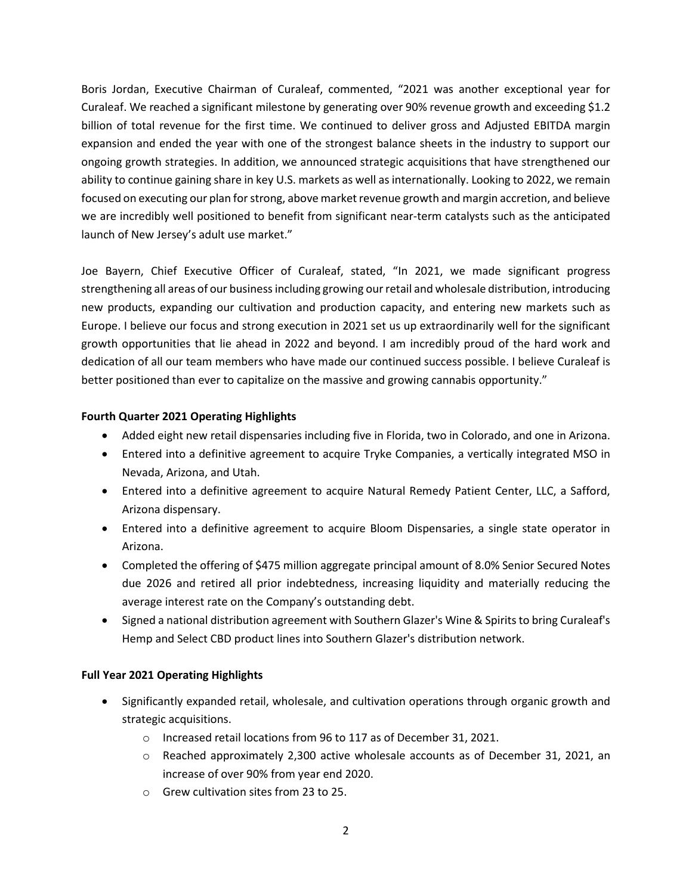Boris Jordan, Executive Chairman of Curaleaf, commented, "2021 was another exceptional year for Curaleaf. We reached a significant milestone by generating over 90% revenue growth and exceeding $1.2 billion of total revenue for the first time. We continued to deliver gross and Adjusted EBITDA margin expansion and ended the year with one of the strongest balance sheets in the industry to support our ongoing growth strategies. In addition, we announced strategic acquisitions that have strengthened our ability to continue gaining share in key U.S. markets as well as internationally. Looking to 2022, we remain focused on executing our plan for strong, above market revenue growth and margin accretion, and believe we are incredibly well positioned to benefit from significant near-term catalysts such as the anticipated launch of New Jersey's adult use market."

Joe Bayern, Chief Executive Officer of Curaleaf, stated, "In 2021, we made significant progress strengthening all areas of our business including growing our retail and wholesale distribution, introducing new products, expanding our cultivation and production capacity, and entering new markets such as Europe. I believe our focus and strong execution in 2021 set us up extraordinarily well for the significant growth opportunities that lie ahead in 2022 and beyond. I am incredibly proud of the hard work and dedication of all our team members who have made our continued success possible. I believe Curaleaf is better positioned than ever to capitalize on the massive and growing cannabis opportunity."

**Fourth Quarter 2021 Operating Highlights**

- Added eight new retail dispensaries including five in Florida, two in Colorado, and one in Arizona.
- Entered into a definitive agreement to acquire Tryke Companies, a vertically integrated MSO in Nevada, Arizona, and Utah.
- Entered into a definitive agreement to acquire Natural Remedy Patient Center, LLC, a Safford, Arizona dispensary.
- Entered into a definitive agreement to acquire Bloom Dispensaries, a single state operator in Arizona.
- Completed the offering of $475 million aggregate principal amount of 8.0% Senior Secured Notes due 2026 and retired all prior indebtedness, increasing liquidity and materially reducing the average interest rate on the Company's outstanding debt.
- Signed a national distribution agreement with Southern Glazer's Wine & Spirits to bring Curaleaf's Hemp and Select CBD product lines into Southern Glazer's distribution network.

**Full Year 2021 Operating Highlights**

- Significantly expanded retail, wholesale, and cultivation operations through organic growth and strategic acquisitions.
  - Increased retail locations from 96 to 117 as of December 31, 2021.
  - Reached approximately 2,300 active wholesale accounts as of December 31, 2021, an increase of over 90% from year end 2020.
  - Grew cultivation sites from 23 to 25.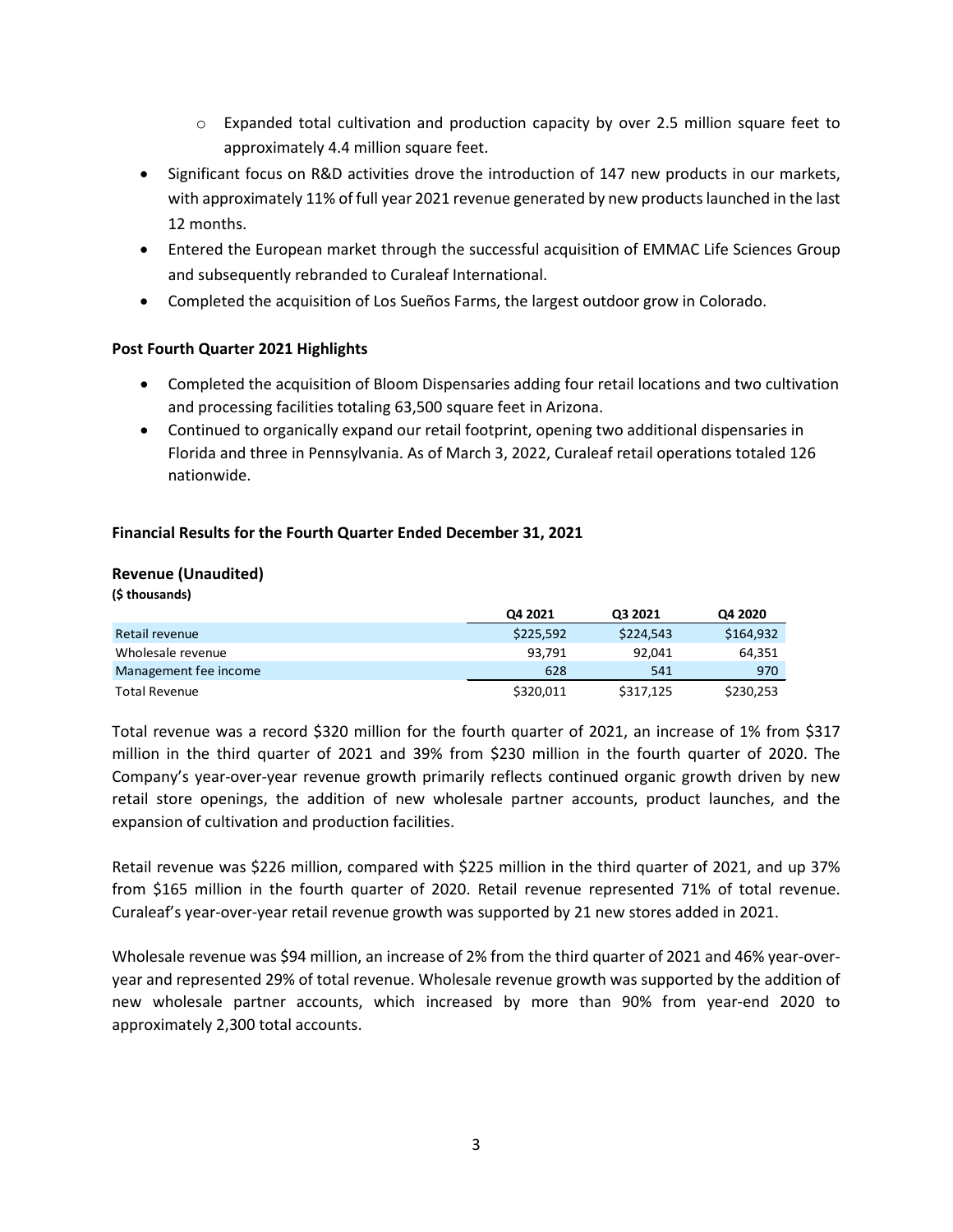- Expanded total cultivation and production capacity by over 2.5 million square feet to approximately 4.4 million square feet.
- Significant focus on R&D activities drove the introduction of 147 new products in our markets, with approximately 11% of full year 2021 revenue generated by new products launched in the last 12 months.
- Entered the European market through the successful acquisition of EMMAC Life Sciences Group and subsequently rebranded to Curaleaf International.
- Completed the acquisition of Los Sueños Farms, the largest outdoor grow in Colorado.

**Post Fourth Quarter 2021 Highlights**

- Completed the acquisition of Bloom Dispensaries adding four retail locations and two cultivation and processing facilities totaling 63,500 square feet in Arizona.
- Continued to organically expand our retail footprint, opening two additional dispensaries in Florida and three in Pennsylvania. As of March 3, 2022, Curaleaf retail operations totaled 126 nationwide.

**Financial Results for the Fourth Quarter Ended December 31, 2021**

**Revenue (Unaudited)**
**($ thousands)**

| | Q4 2021 | Q3 2021 | Q4 2020 |
|---|---|---|---|
| Retail revenue | $225,592 | $224,543 | $164,932 |
| Wholesale revenue | 93,791 | 92,041 | 64,351 |
| Management fee income | 628 | 541 | 970 |
| Total Revenue | $320,011 | $317,125 | $230,253 |

Total revenue was a record $320 million for the fourth quarter of 2021, an increase of 1% from $317 million in the third quarter of 2021 and 39% from $230 million in the fourth quarter of 2020. The Company's year-over-year revenue growth primarily reflects continued organic growth driven by new retail store openings, the addition of new wholesale partner accounts, product launches, and the expansion of cultivation and production facilities.

Retail revenue was $226 million, compared with $225 million in the third quarter of 2021, and up 37% from $165 million in the fourth quarter of 2020. Retail revenue represented 71% of total revenue. Curaleaf's year-over-year retail revenue growth was supported by 21 new stores added in 2021.

Wholesale revenue was $94 million, an increase of 2% from the third quarter of 2021 and 46% year-over-year and represented 29% of total revenue. Wholesale revenue growth was supported by the addition of new wholesale partner accounts, which increased by more than 90% from year-end 2020 to approximately 2,300 total accounts.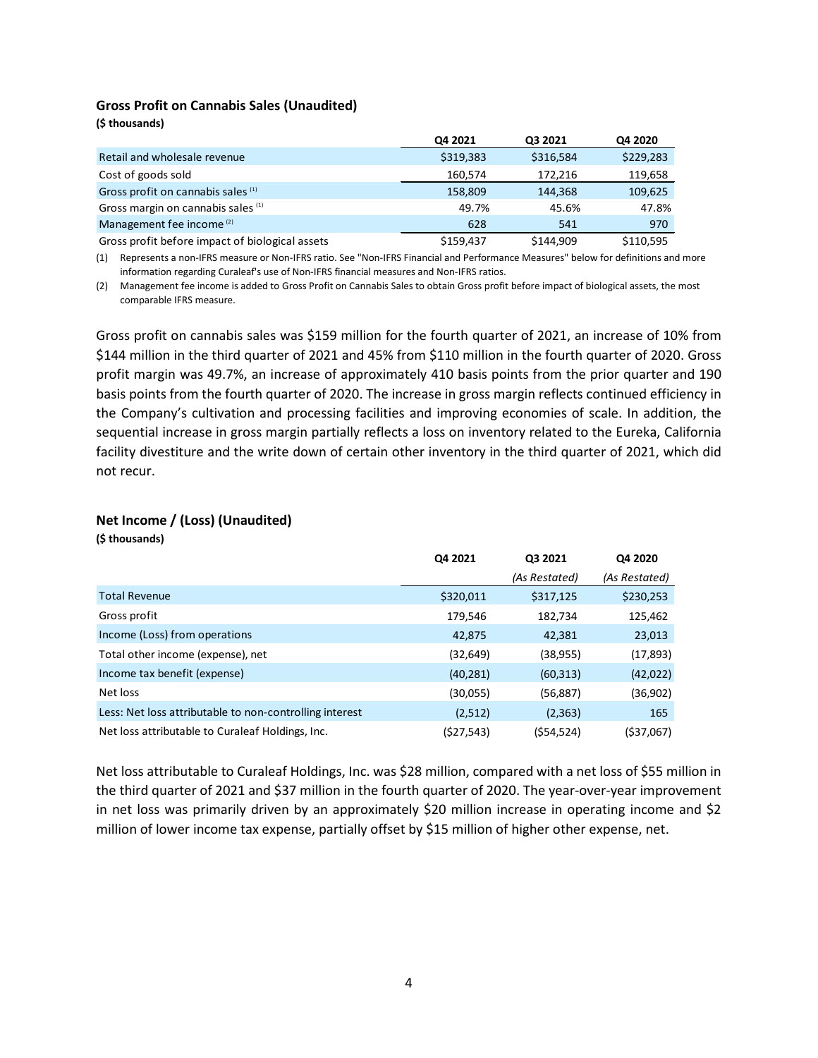### Gross Profit on Cannabis Sales (Unaudited)

**($ thousands)**

| | Q4 2021 | Q3 2021 | Q4 2020 |
|---|---|---|---|
| Retail and wholesale revenue | $319,383 | $316,584 | $229,283 |
| Cost of goods sold | 160,574 | 172,216 | 119,658 |
| Gross profit on cannabis sales [(1)] | 158,809 | 144,368 | 109,625 |
| Gross margin on cannabis sales [(1)] | 49.7% | 45.6% | 47.8% |
| Management fee income [(2)] | 628 | 541 | 970 |
| Gross profit before impact of biological assets | $159,437 | $144,909 | $110,595 |

(1) Represents a non-IFRS measure or Non-IFRS ratio. See "Non-IFRS Financial and Performance Measures" below for definitions and more information regarding Curaleaf's use of Non-IFRS financial measures and Non-IFRS ratios.

(2) Management fee income is added to Gross Profit on Cannabis Sales to obtain Gross profit before impact of biological assets, the most comparable IFRS measure.

Gross profit on cannabis sales was $159 million for the fourth quarter of 2021, an increase of 10% from $144 million in the third quarter of 2021 and 45% from $110 million in the fourth quarter of 2020. Gross profit margin was 49.7%, an increase of approximately 410 basis points from the prior quarter and 190 basis points from the fourth quarter of 2020. The increase in gross margin reflects continued efficiency in the Company's cultivation and processing facilities and improving economies of scale. In addition, the sequential increase in gross margin partially reflects a loss on inventory related to the Eureka, California facility divestiture and the write down of certain other inventory in the third quarter of 2021, which did not recur.

### Net Income / (Loss) (Unaudited)

**($ thousands)**

| | Q4 2021 | Q3 2021 | Q4 2020 |
|---|---|---|---|
| | | *(As Restated)* | *(As Restated)* |
| Total Revenue | $320,011 | $317,125 | $230,253 |
| Gross profit | 179,546 | 182,734 | 125,462 |
| Income (Loss) from operations | 42,875 | 42,381 | 23,013 |
| Total other income (expense), net | (32,649) | (38,955) | (17,893) |
| Income tax benefit (expense) | (40,281) | (60,313) | (42,022) |
| Net loss | (30,055) | (56,887) | (36,902) |
| Less: Net loss attributable to non-controlling interest | (2,512) | (2,363) | 165 |
| Net loss attributable to Curaleaf Holdings, Inc. | ($27,543) | ($54,524) | ($37,067) |

Net loss attributable to Curaleaf Holdings, Inc. was $28 million, compared with a net loss of $55 million in the third quarter of 2021 and $37 million in the fourth quarter of 2020. The year-over-year improvement in net loss was primarily driven by an approximately $20 million increase in operating income and $2 million of lower income tax expense, partially offset by $15 million of higher other expense, net.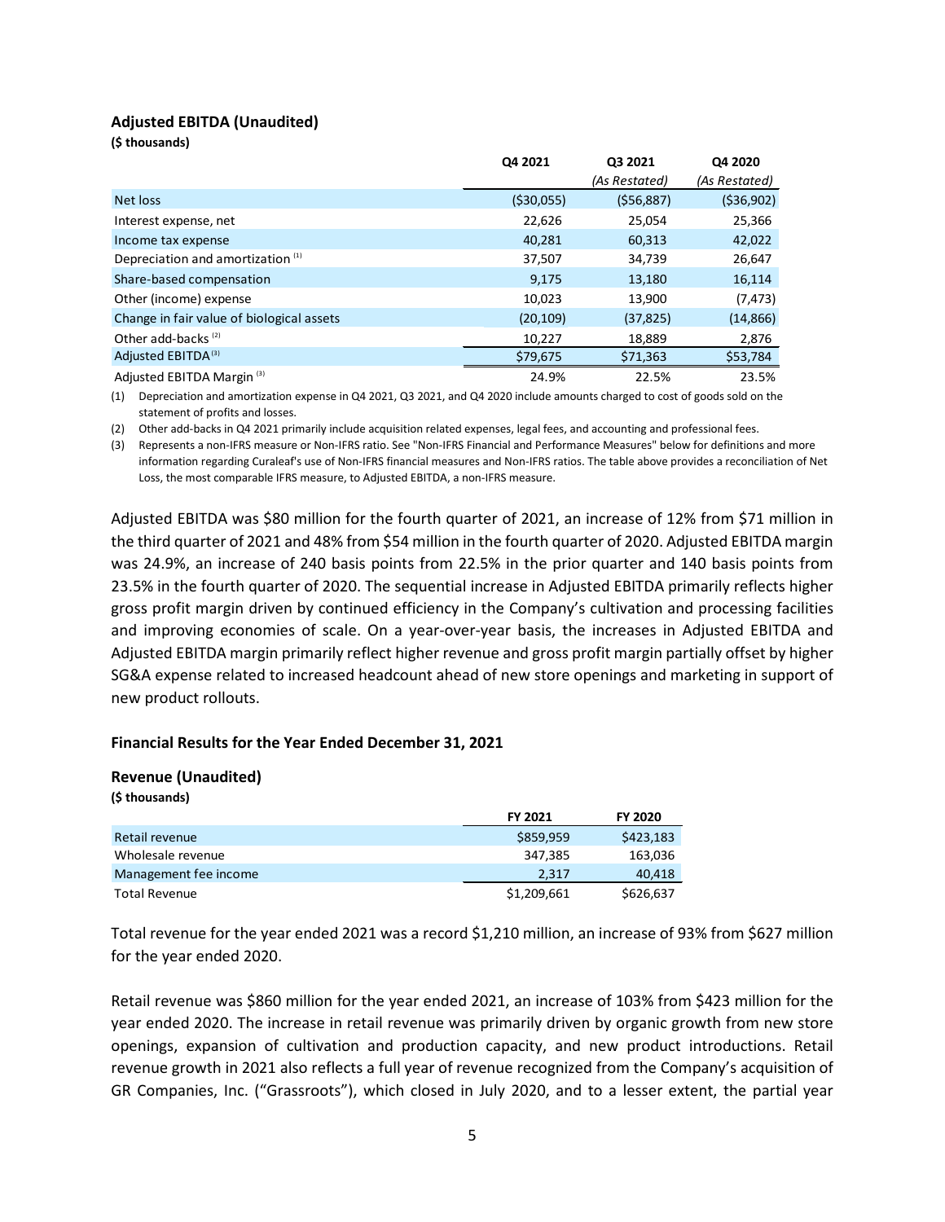### Adjusted EBITDA (Unaudited)

**($ thousands)**

| | Q4 2021 | Q3 2021 | Q4 2020 |
|---|---|---|---|
| | | *(As Restated)* | *(As Restated)* |
| Net loss | ($30,055) | ($56,887) | ($36,902) |
| Interest expense, net | 22,626 | 25,054 | 25,366 |
| Income tax expense | 40,281 | 60,313 | 42,022 |
| Depreciation and amortization [(1)] | 37,507 | 34,739 | 26,647 |
| Share-based compensation | 9,175 | 13,180 | 16,114 |
| Other (income) expense | 10,023 | 13,900 | (7,473) |
| Change in fair value of biological assets | (20,109) | (37,825) | (14,866) |
| Other add-backs [(2)] | 10,227 | 18,889 | 2,876 |
| Adjusted EBITDA [(3)] | $79,675 | $71,363 | $53,784 |
| Adjusted EBITDA Margin [(3)] | 24.9% | 22.5% | 23.5% |

(1) Depreciation and amortization expense in Q4 2021, Q3 2021, and Q4 2020 include amounts charged to cost of goods sold on the statement of profits and losses.

(2) Other add-backs in Q4 2021 primarily include acquisition related expenses, legal fees, and accounting and professional fees.

(3) Represents a non-IFRS measure or Non-IFRS ratio. See "Non-IFRS Financial and Performance Measures" below for definitions and more information regarding Curaleaf's use of Non-IFRS financial measures and Non-IFRS ratios. The table above provides a reconciliation of Net Loss, the most comparable IFRS measure, to Adjusted EBITDA, a non-IFRS measure.

Adjusted EBITDA was $80 million for the fourth quarter of 2021, an increase of 12% from $71 million in the third quarter of 2021 and 48% from $54 million in the fourth quarter of 2020. Adjusted EBITDA margin was 24.9%, an increase of 240 basis points from 22.5% in the prior quarter and 140 basis points from 23.5% in the fourth quarter of 2020. The sequential increase in Adjusted EBITDA primarily reflects higher gross profit margin driven by continued efficiency in the Company's cultivation and processing facilities and improving economies of scale. On a year-over-year basis, the increases in Adjusted EBITDA and Adjusted EBITDA margin primarily reflect higher revenue and gross profit margin partially offset by higher SG&A expense related to increased headcount ahead of new store openings and marketing in support of new product rollouts.

### Financial Results for the Year Ended December 31, 2021

### Revenue (Unaudited)

**($ thousands)**

| | FY 2021 | FY 2020 |
|---|---|---|
| Retail revenue | $859,959 | $423,183 |
| Wholesale revenue | 347,385 | 163,036 |
| Management fee income | 2,317 | 40,418 |
| Total Revenue | $1,209,661 | $626,637 |

Total revenue for the year ended 2021 was a record $1,210 million, an increase of 93% from $627 million for the year ended 2020.

Retail revenue was $860 million for the year ended 2021, an increase of 103% from $423 million for the year ended 2020. The increase in retail revenue was primarily driven by organic growth from new store openings, expansion of cultivation and production capacity, and new product introductions. Retail revenue growth in 2021 also reflects a full year of revenue recognized from the Company's acquisition of GR Companies, Inc. ("Grassroots"), which closed in July 2020, and to a lesser extent, the partial year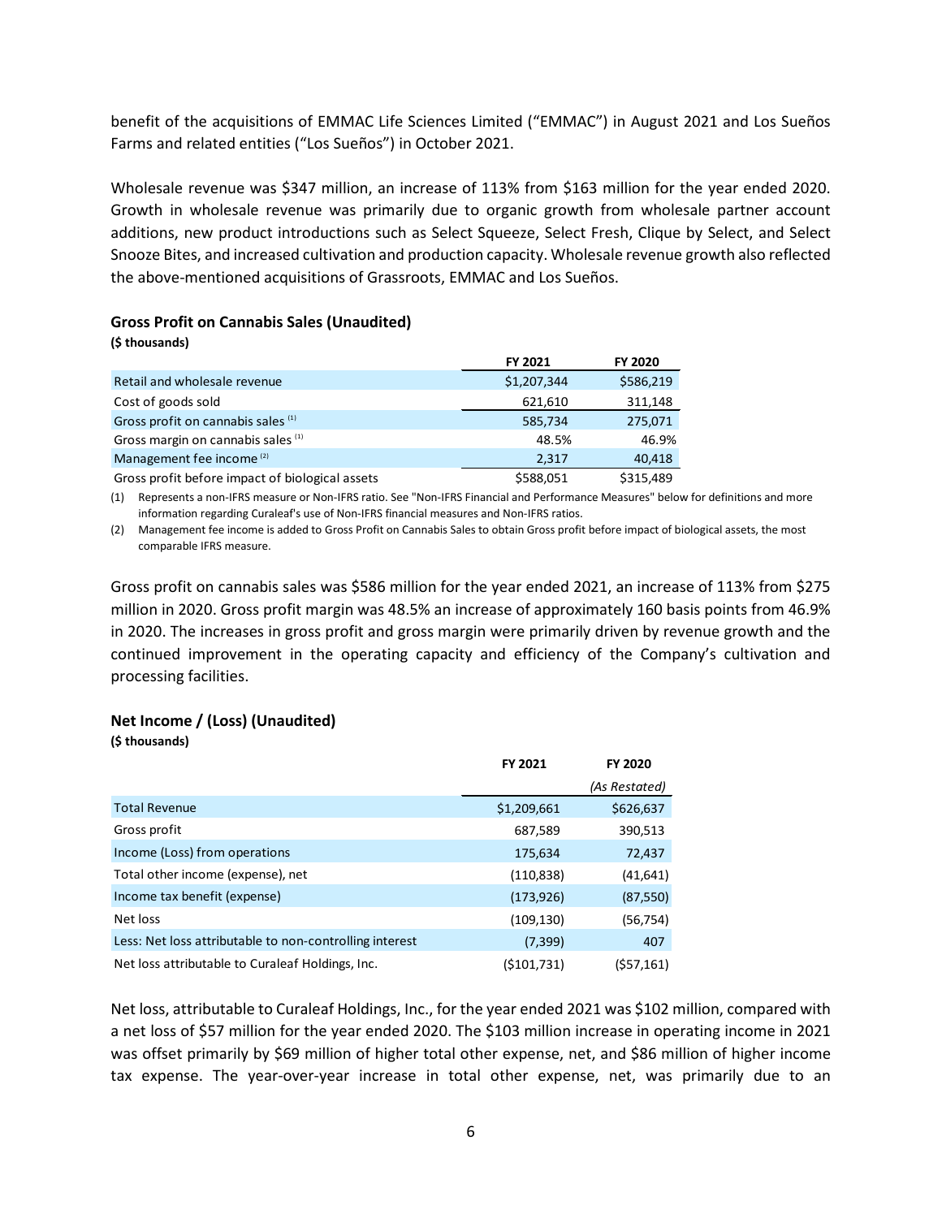benefit of the acquisitions of EMMAC Life Sciences Limited ("EMMAC") in August 2021 and Los Sueños Farms and related entities ("Los Sueños") in October 2021.

Wholesale revenue was $347 million, an increase of 113% from $163 million for the year ended 2020. Growth in wholesale revenue was primarily due to organic growth from wholesale partner account additions, new product introductions such as Select Squeeze, Select Fresh, Clique by Select, and Select Snooze Bites, and increased cultivation and production capacity. Wholesale revenue growth also reflected the above-mentioned acquisitions of Grassroots, EMMAC and Los Sueños.

**Gross Profit on Cannabis Sales (Unaudited)**

**($ thousands)**

| | FY 2021 | FY 2020 |
|---|---|---|
| Retail and wholesale revenue | $1,207,344 | $586,219 |
| Cost of goods sold | 621,610 | 311,148 |
| Gross profit on cannabis sales [1] | 585,734 | 275,071 |
| Gross margin on cannabis sales [1] | 48.5% | 46.9% |
| Management fee income [2] | 2,317 | 40,418 |
| Gross profit before impact of biological assets | $588,051 | $315,489 |

(1) Represents a non-IFRS measure or Non-IFRS ratio. See "Non-IFRS Financial and Performance Measures" below for definitions and more information regarding Curaleaf's use of Non-IFRS financial measures and Non-IFRS ratios.

(2) Management fee income is added to Gross Profit on Cannabis Sales to obtain Gross profit before impact of biological assets, the most comparable IFRS measure.

Gross profit on cannabis sales was $586 million for the year ended 2021, an increase of 113% from $275 million in 2020. Gross profit margin was 48.5% an increase of approximately 160 basis points from 46.9% in 2020. The increases in gross profit and gross margin were primarily driven by revenue growth and the continued improvement in the operating capacity and efficiency of the Company's cultivation and processing facilities.

**Net Income / (Loss) (Unaudited)**

**($ thousands)**

| | FY 2021 | FY 2020 |
|---|---|---|
| | | *(As Restated)* |
| Total Revenue | $1,209,661 | $626,637 |
| Gross profit | 687,589 | 390,513 |
| Income (Loss) from operations | 175,634 | 72,437 |
| Total other income (expense), net | (110,838) | (41,641) |
| Income tax benefit (expense) | (173,926) | (87,550) |
| Net loss | (109,130) | (56,754) |
| Less: Net loss attributable to non-controlling interest | (7,399) | 407 |
| Net loss attributable to Curaleaf Holdings, Inc. | ($101,731) | ($57,161) |

Net loss, attributable to Curaleaf Holdings, Inc., for the year ended 2021 was $102 million, compared with a net loss of $57 million for the year ended 2020. The $103 million increase in operating income in 2021 was offset primarily by $69 million of higher total other expense, net, and $86 million of higher income tax expense. The year-over-year increase in total other expense, net, was primarily due to an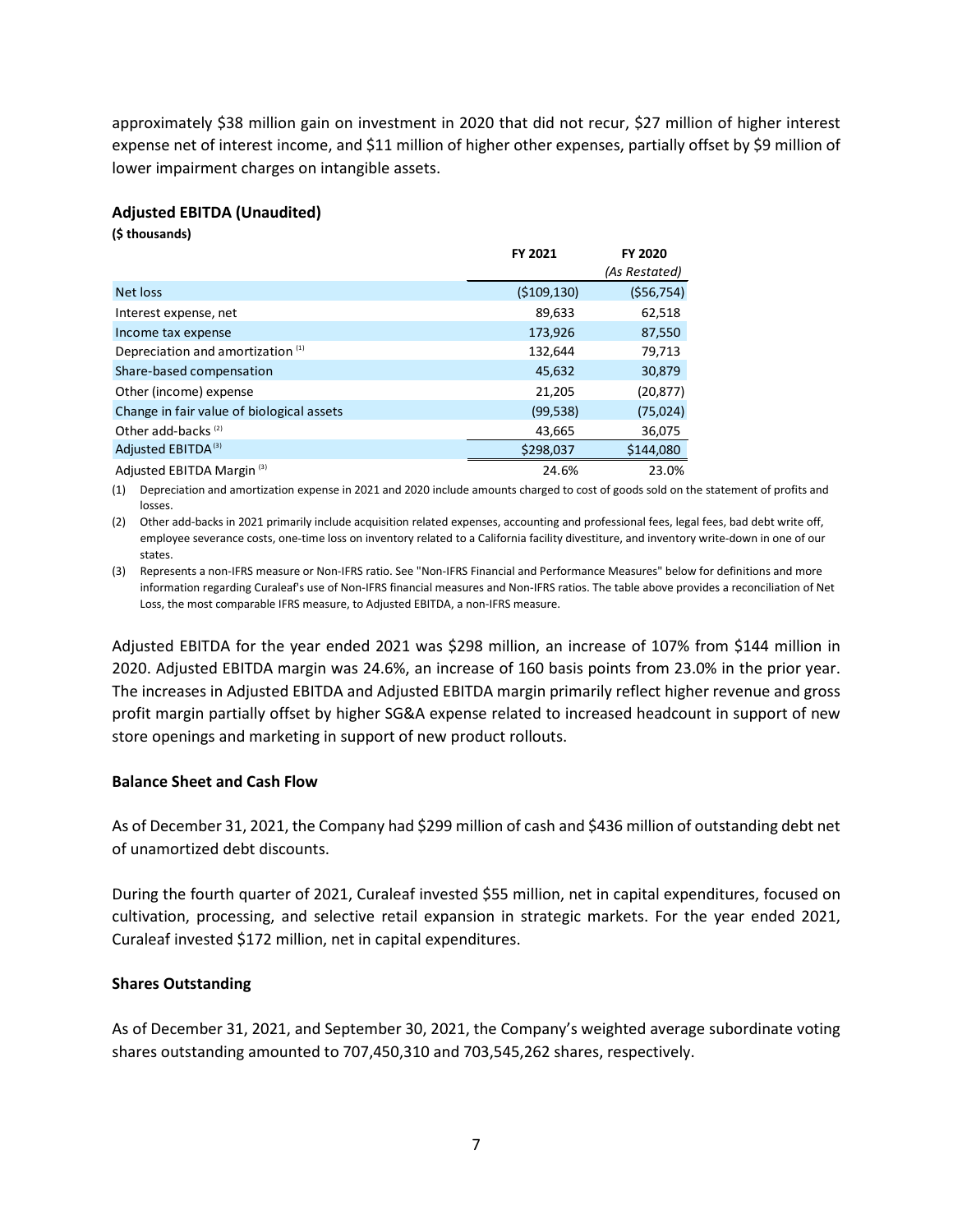approximately $38 million gain on investment in 2020 that did not recur, $27 million of higher interest expense net of interest income, and $11 million of higher other expenses, partially offset by $9 million of lower impairment charges on intangible assets.

### Adjusted EBITDA (Unaudited)

**($ thousands)**

| | FY 2021 | FY 2020 *(As Restated)* |
|---|---|---|
| Net loss | ($109,130) | ($56,754) |
| Interest expense, net | 89,633 | 62,518 |
| Income tax expense | 173,926 | 87,550 |
| Depreciation and amortization [(1)] | 132,644 | 79,713 |
| Share-based compensation | 45,632 | 30,879 |
| Other (income) expense | 21,205 | (20,877) |
| Change in fair value of biological assets | (99,538) | (75,024) |
| Other add-backs [(2)] | 43,665 | 36,075 |
| Adjusted EBITDA [(3)] | $298,037 | $144,080 |
| Adjusted EBITDA Margin [(3)] | 24.6% | 23.0% |

(1) Depreciation and amortization expense in 2021 and 2020 include amounts charged to cost of goods sold on the statement of profits and losses.

(2) Other add-backs in 2021 primarily include acquisition related expenses, accounting and professional fees, legal fees, bad debt write off, employee severance costs, one-time loss on inventory related to a California facility divestiture, and inventory write-down in one of our states.

(3) Represents a non-IFRS measure or Non-IFRS ratio. See "Non-IFRS Financial and Performance Measures" below for definitions and more information regarding Curaleaf's use of Non-IFRS financial measures and Non-IFRS ratios. The table above provides a reconciliation of Net Loss, the most comparable IFRS measure, to Adjusted EBITDA, a non-IFRS measure.

Adjusted EBITDA for the year ended 2021 was $298 million, an increase of 107% from $144 million in 2020. Adjusted EBITDA margin was 24.6%, an increase of 160 basis points from 23.0% in the prior year. The increases in Adjusted EBITDA and Adjusted EBITDA margin primarily reflect higher revenue and gross profit margin partially offset by higher SG&A expense related to increased headcount in support of new store openings and marketing in support of new product rollouts.

### Balance Sheet and Cash Flow

As of December 31, 2021, the Company had $299 million of cash and $436 million of outstanding debt net of unamortized debt discounts.

During the fourth quarter of 2021, Curaleaf invested $55 million, net in capital expenditures, focused on cultivation, processing, and selective retail expansion in strategic markets. For the year ended 2021, Curaleaf invested $172 million, net in capital expenditures.

### Shares Outstanding

As of December 31, 2021, and September 30, 2021, the Company's weighted average subordinate voting shares outstanding amounted to 707,450,310 and 703,545,262 shares, respectively.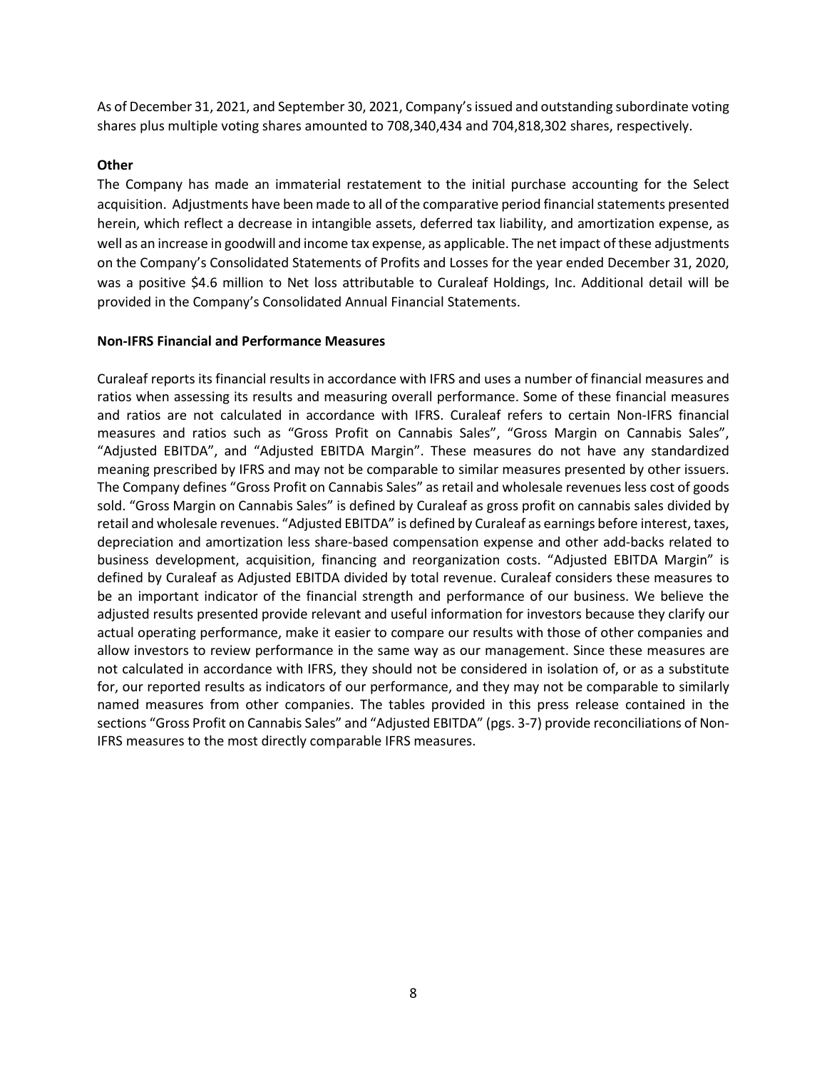As of December 31, 2021, and September 30, 2021, Company's issued and outstanding subordinate voting shares plus multiple voting shares amounted to 708,340,434 and 704,818,302 shares, respectively.

**Other**

The Company has made an immaterial restatement to the initial purchase accounting for the Select acquisition. Adjustments have been made to all of the comparative period financial statements presented herein, which reflect a decrease in intangible assets, deferred tax liability, and amortization expense, as well as an increase in goodwill and income tax expense, as applicable. The net impact of these adjustments on the Company's Consolidated Statements of Profits and Losses for the year ended December 31, 2020, was a positive $4.6 million to Net loss attributable to Curaleaf Holdings, Inc. Additional detail will be provided in the Company's Consolidated Annual Financial Statements.

**Non-IFRS Financial and Performance Measures**

Curaleaf reports its financial results in accordance with IFRS and uses a number of financial measures and ratios when assessing its results and measuring overall performance. Some of these financial measures and ratios are not calculated in accordance with IFRS. Curaleaf refers to certain Non-IFRS financial measures and ratios such as "Gross Profit on Cannabis Sales", "Gross Margin on Cannabis Sales", "Adjusted EBITDA", and "Adjusted EBITDA Margin". These measures do not have any standardized meaning prescribed by IFRS and may not be comparable to similar measures presented by other issuers. The Company defines "Gross Profit on Cannabis Sales" as retail and wholesale revenues less cost of goods sold. "Gross Margin on Cannabis Sales" is defined by Curaleaf as gross profit on cannabis sales divided by retail and wholesale revenues. "Adjusted EBITDA" is defined by Curaleaf as earnings before interest, taxes, depreciation and amortization less share-based compensation expense and other add-backs related to business development, acquisition, financing and reorganization costs. "Adjusted EBITDA Margin" is defined by Curaleaf as Adjusted EBITDA divided by total revenue. Curaleaf considers these measures to be an important indicator of the financial strength and performance of our business. We believe the adjusted results presented provide relevant and useful information for investors because they clarify our actual operating performance, make it easier to compare our results with those of other companies and allow investors to review performance in the same way as our management. Since these measures are not calculated in accordance with IFRS, they should not be considered in isolation of, or as a substitute for, our reported results as indicators of our performance, and they may not be comparable to similarly named measures from other companies. The tables provided in this press release contained in the sections "Gross Profit on Cannabis Sales" and "Adjusted EBITDA" (pgs. 3-7) provide reconciliations of Non-IFRS measures to the most directly comparable IFRS measures.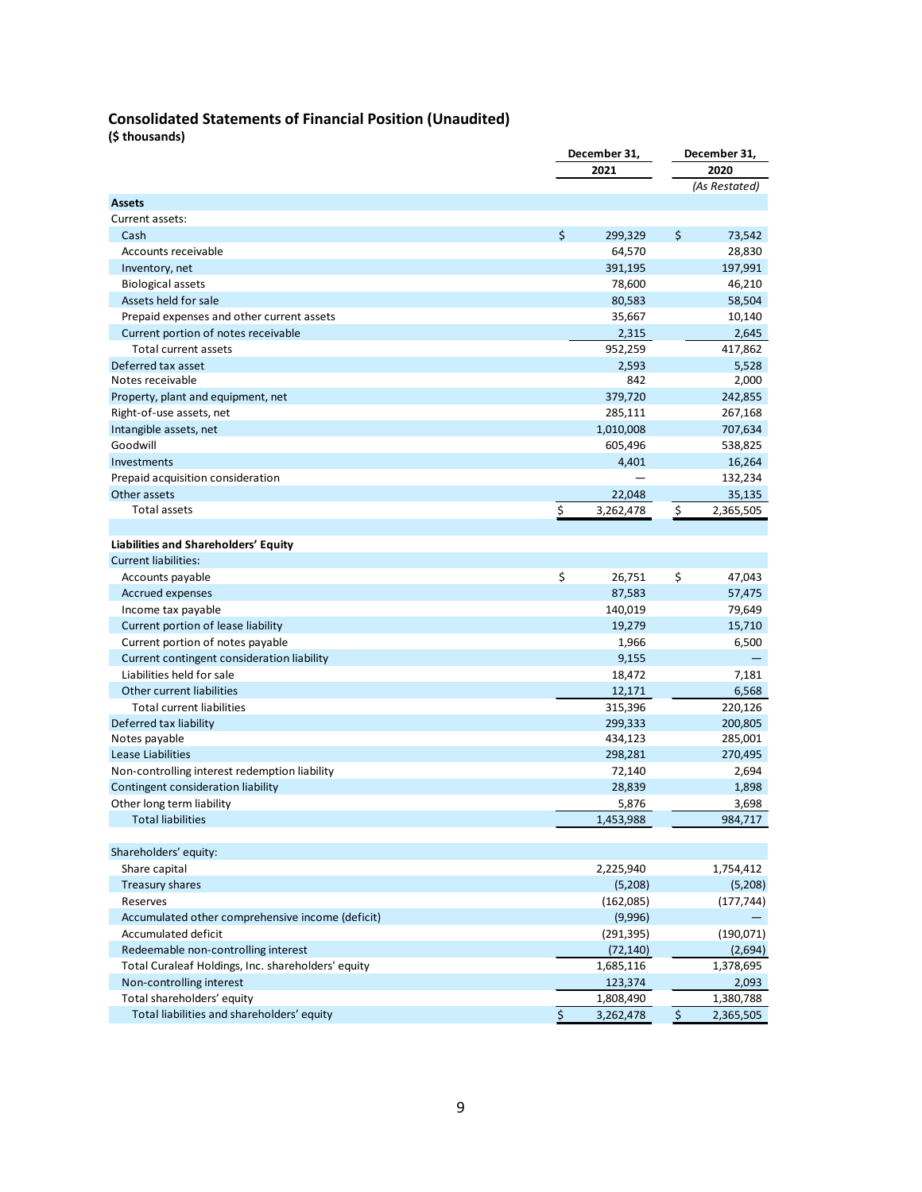## Consolidated Statements of Financial Position (Unaudited)

**($ thousands)**

| | December 31, 2021 | December 31, 2020 |
|---|---|---|
| | | *(As Restated)* |
| **Assets** | | |
| Current assets: | | |
| Cash | $ 299,329 | $ 73,542 |
| Accounts receivable | 64,570 | 28,830 |
| Inventory, net | 391,195 | 197,991 |
| Biological assets | 78,600 | 46,210 |
| Assets held for sale | 80,583 | 58,504 |
| Prepaid expenses and other current assets | 35,667 | 10,140 |
| Current portion of notes receivable | 2,315 | 2,645 |
| Total current assets | 952,259 | 417,862 |
| Deferred tax asset | 2,593 | 5,528 |
| Notes receivable | 842 | 2,000 |
| Property, plant and equipment, net | 379,720 | 242,855 |
| Right-of-use assets, net | 285,111 | 267,168 |
| Intangible assets, net | 1,010,008 | 707,634 |
| Goodwill | 605,496 | 538,825 |
| Investments | 4,401 | 16,264 |
| Prepaid acquisition consideration | — | 132,234 |
| Other assets | 22,048 | 35,135 |
| Total assets | $ 3,262,478 | $ 2,365,505 |
| | | |
| **Liabilities and Shareholders' Equity** | | |
| Current liabilities: | | |
| Accounts payable | $ 26,751 | $ 47,043 |
| Accrued expenses | 87,583 | 57,475 |
| Income tax payable | 140,019 | 79,649 |
| Current portion of lease liability | 19,279 | 15,710 |
| Current portion of notes payable | 1,966 | 6,500 |
| Current contingent consideration liability | 9,155 | — |
| Liabilities held for sale | 18,472 | 7,181 |
| Other current liabilities | 12,171 | 6,568 |
| Total current liabilities | 315,396 | 220,126 |
| Deferred tax liability | 299,333 | 200,805 |
| Notes payable | 434,123 | 285,001 |
| Lease Liabilities | 298,281 | 270,495 |
| Non-controlling interest redemption liability | 72,140 | 2,694 |
| Contingent consideration liability | 28,839 | 1,898 |
| Other long term liability | 5,876 | 3,698 |
| Total liabilities | 1,453,988 | 984,717 |
| | | |
| Shareholders' equity: | | |
| Share capital | 2,225,940 | 1,754,412 |
| Treasury shares | (5,208) | (5,208) |
| Reserves | (162,085) | (177,744) |
| Accumulated other comprehensive income (deficit) | (9,996) | — |
| Accumulated deficit | (291,395) | (190,071) |
| Redeemable non-controlling interest | (72,140) | (2,694) |
| Total Curaleaf Holdings, Inc. shareholders' equity | 1,685,116 | 1,378,695 |
| Non-controlling interest | 123,374 | 2,093 |
| Total shareholders' equity | 1,808,490 | 1,380,788 |
| Total liabilities and shareholders' equity | $ 3,262,478 | $ 2,365,505 |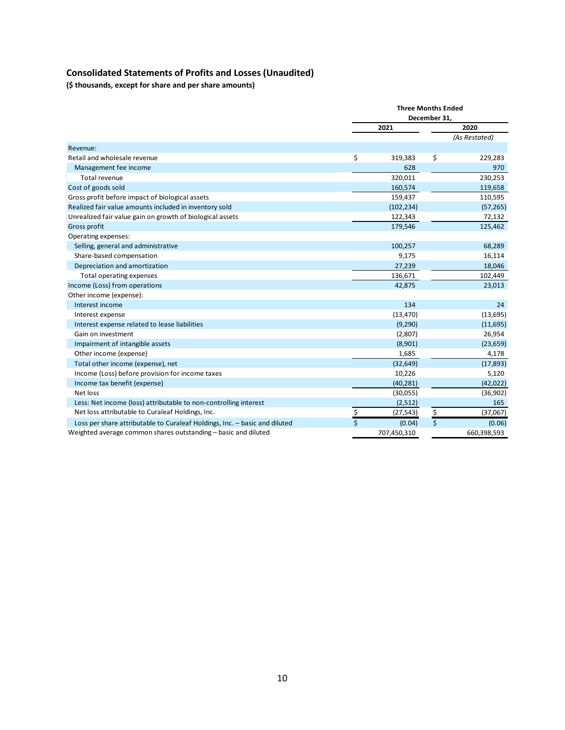## Consolidated Statements of Profits and Losses (Unaudited)

**($ thousands, except for share and per share amounts)**

| | Three Months Ended December 31, | |
|---|---|---|
| | 2021 | 2020 |
| | | *(As Restated)* |
| Revenue: | | |
| Retail and wholesale revenue | $ 319,383 | $ 229,283 |
| Management fee income | 628 | 970 |
| Total revenue | 320,011 | 230,253 |
| Cost of goods sold | 160,574 | 119,658 |
| Gross profit before impact of biological assets | 159,437 | 110,595 |
| Realized fair value amounts included in inventory sold | (102,234) | (57,265) |
| Unrealized fair value gain on growth of biological assets | 122,343 | 72,132 |
| Gross profit | 179,546 | 125,462 |
| Operating expenses: | | |
| Selling, general and administrative | 100,257 | 68,289 |
| Share-based compensation | 9,175 | 16,114 |
| Depreciation and amortization | 27,239 | 18,046 |
| Total operating expenses | 136,671 | 102,449 |
| Income (Loss) from operations | 42,875 | 23,013 |
| Other income (expense): | | |
| Interest income | 134 | 24 |
| Interest expense | (13,470) | (13,695) |
| Interest expense related to lease liabilities | (9,290) | (11,695) |
| Gain on investment | (2,807) | 26,954 |
| Impairment of intangible assets | (8,901) | (23,659) |
| Other income (expense) | 1,685 | 4,178 |
| Total other income (expense), net | (32,649) | (17,893) |
| Income (Loss) before provision for income taxes | 10,226 | 5,120 |
| Income tax benefit (expense) | (40,281) | (42,022) |
| Net loss | (30,055) | (36,902) |
| Less: Net income (loss) attributable to non-controlling interest | (2,512) | 165 |
| Net loss attributable to Curaleaf Holdings, Inc. | $ (27,543) | $ (37,067) |
| Loss per share attributable to Curaleaf Holdings, Inc. – basic and diluted | $ (0.04) | $ (0.06) |
| Weighted average common shares outstanding – basic and diluted | 707,450,310 | 660,398,593 |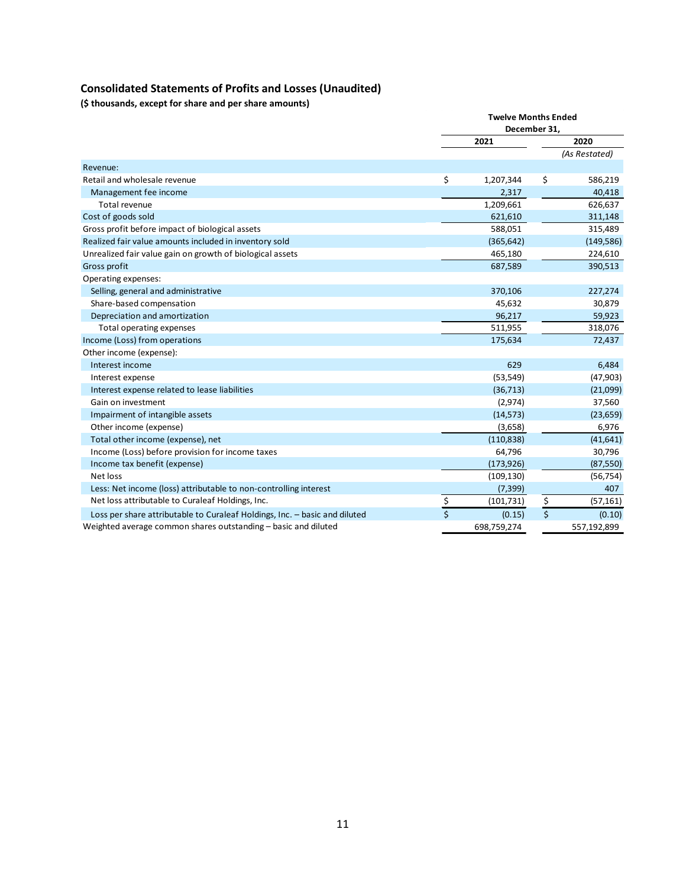## Consolidated Statements of Profits and Losses (Unaudited)

**($ thousands, except for share and per share amounts)**

| | Twelve Months Ended December 31, | |
|---|---|---|
| | **2021** | **2020** |
| | | *(As Restated)* |
| Revenue: | | |
| Retail and wholesale revenue | $ 1,207,344 | $ 586,219 |
| Management fee income | 2,317 | 40,418 |
| Total revenue | 1,209,661 | 626,637 |
| Cost of goods sold | 621,610 | 311,148 |
| Gross profit before impact of biological assets | 588,051 | 315,489 |
| Realized fair value amounts included in inventory sold | (365,642) | (149,586) |
| Unrealized fair value gain on growth of biological assets | 465,180 | 224,610 |
| Gross profit | 687,589 | 390,513 |
| Operating expenses: | | |
| Selling, general and administrative | 370,106 | 227,274 |
| Share-based compensation | 45,632 | 30,879 |
| Depreciation and amortization | 96,217 | 59,923 |
| Total operating expenses | 511,955 | 318,076 |
| Income (Loss) from operations | 175,634 | 72,437 |
| Other income (expense): | | |
| Interest income | 629 | 6,484 |
| Interest expense | (53,549) | (47,903) |
| Interest expense related to lease liabilities | (36,713) | (21,099) |
| Gain on investment | (2,974) | 37,560 |
| Impairment of intangible assets | (14,573) | (23,659) |
| Other income (expense) | (3,658) | 6,976 |
| Total other income (expense), net | (110,838) | (41,641) |
| Income (Loss) before provision for income taxes | 64,796 | 30,796 |
| Income tax benefit (expense) | (173,926) | (87,550) |
| Net loss | (109,130) | (56,754) |
| Less: Net income (loss) attributable to non-controlling interest | (7,399) | 407 |
| Net loss attributable to Curaleaf Holdings, Inc. | $ (101,731) | $ (57,161) |
| Loss per share attributable to Curaleaf Holdings, Inc. – basic and diluted | $ (0.15) | $ (0.10) |
| Weighted average common shares outstanding – basic and diluted | 698,759,274 | 557,192,899 |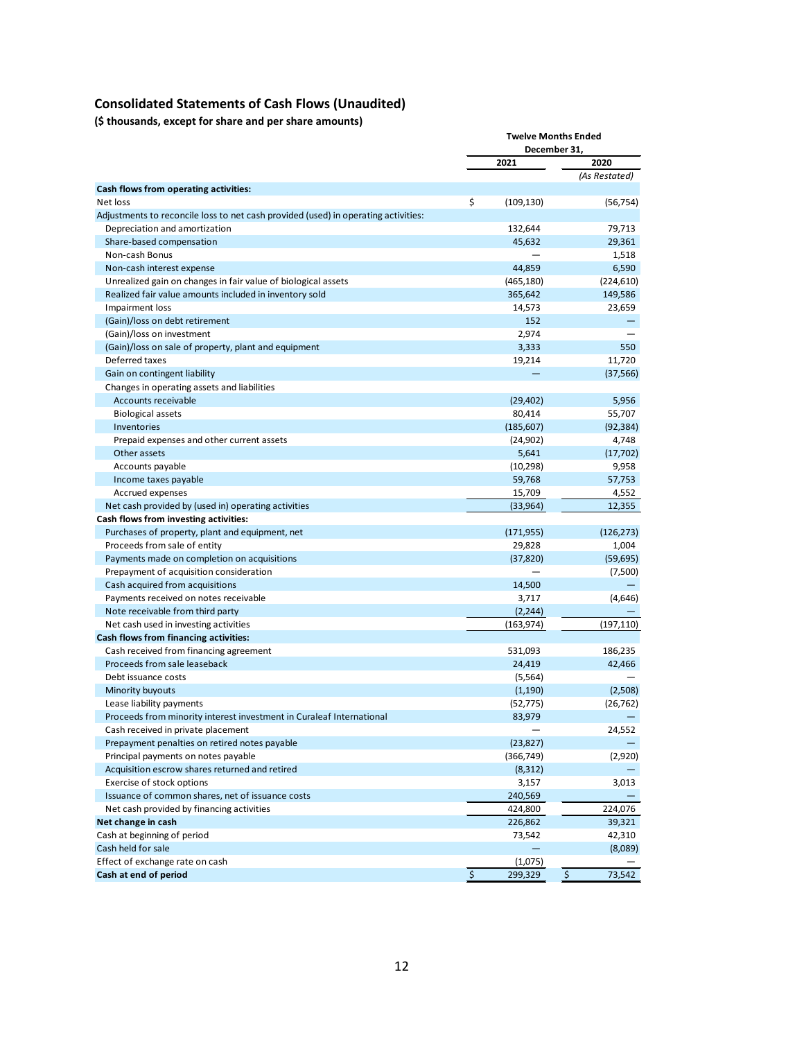## Consolidated Statements of Cash Flows (Unaudited)

**($ thousands, except for share and per share amounts)**

| | Twelve Months Ended December 31, | |
|---|---|---|
| | 2021 | 2020 |
| | | *(As Restated)* |
| **Cash flows from operating activities:** | | |
| Net loss | $ (109,130) | (56,754) |
| Adjustments to reconcile loss to net cash provided (used) in operating activities: | | |
| Depreciation and amortization | 132,644 | 79,713 |
| Share-based compensation | 45,632 | 29,361 |
| Non-cash Bonus | — | 1,518 |
| Non-cash interest expense | 44,859 | 6,590 |
| Unrealized gain on changes in fair value of biological assets | (465,180) | (224,610) |
| Realized fair value amounts included in inventory sold | 365,642 | 149,586 |
| Impairment loss | 14,573 | 23,659 |
| (Gain)/loss on debt retirement | 152 | — |
| (Gain)/loss on investment | 2,974 | — |
| (Gain)/loss on sale of property, plant and equipment | 3,333 | 550 |
| Deferred taxes | 19,214 | 11,720 |
| Gain on contingent liability | — | (37,566) |
| Changes in operating assets and liabilities | | |
| Accounts receivable | (29,402) | 5,956 |
| Biological assets | 80,414 | 55,707 |
| Inventories | (185,607) | (92,384) |
| Prepaid expenses and other current assets | (24,902) | 4,748 |
| Other assets | 5,641 | (17,702) |
| Accounts payable | (10,298) | 9,958 |
| Income taxes payable | 59,768 | 57,753 |
| Accrued expenses | 15,709 | 4,552 |
| Net cash provided by (used in) operating activities | (33,964) | 12,355 |
| **Cash flows from investing activities:** | | |
| Purchases of property, plant and equipment, net | (171,955) | (126,273) |
| Proceeds from sale of entity | 29,828 | 1,004 |
| Payments made on completion on acquisitions | (37,820) | (59,695) |
| Prepayment of acquisition consideration | — | (7,500) |
| Cash acquired from acquisitions | 14,500 | — |
| Payments received on notes receivable | 3,717 | (4,646) |
| Note receivable from third party | (2,244) | — |
| Net cash used in investing activities | (163,974) | (197,110) |
| **Cash flows from financing activities:** | | |
| Cash received from financing agreement | 531,093 | 186,235 |
| Proceeds from sale leaseback | 24,419 | 42,466 |
| Debt issuance costs | (5,564) | — |
| Minority buyouts | (1,190) | (2,508) |
| Lease liability payments | (52,775) | (26,762) |
| Proceeds from minority interest investment in Curaleaf International | 83,979 | — |
| Cash received in private placement | — | 24,552 |
| Prepayment penalties on retired notes payable | (23,827) | — |
| Principal payments on notes payable | (366,749) | (2,920) |
| Acquisition escrow shares returned and retired | (8,312) | — |
| Exercise of stock options | 3,157 | 3,013 |
| Issuance of common shares, net of issuance costs | 240,569 | — |
| Net cash provided by financing activities | 424,800 | 224,076 |
| **Net change in cash** | 226,862 | 39,321 |
| Cash at beginning of period | 73,542 | 42,310 |
| Cash held for sale | — | (8,089) |
| Effect of exchange rate on cash | (1,075) | — |
| **Cash at end of period** | $ 299,329 | $ 73,542 |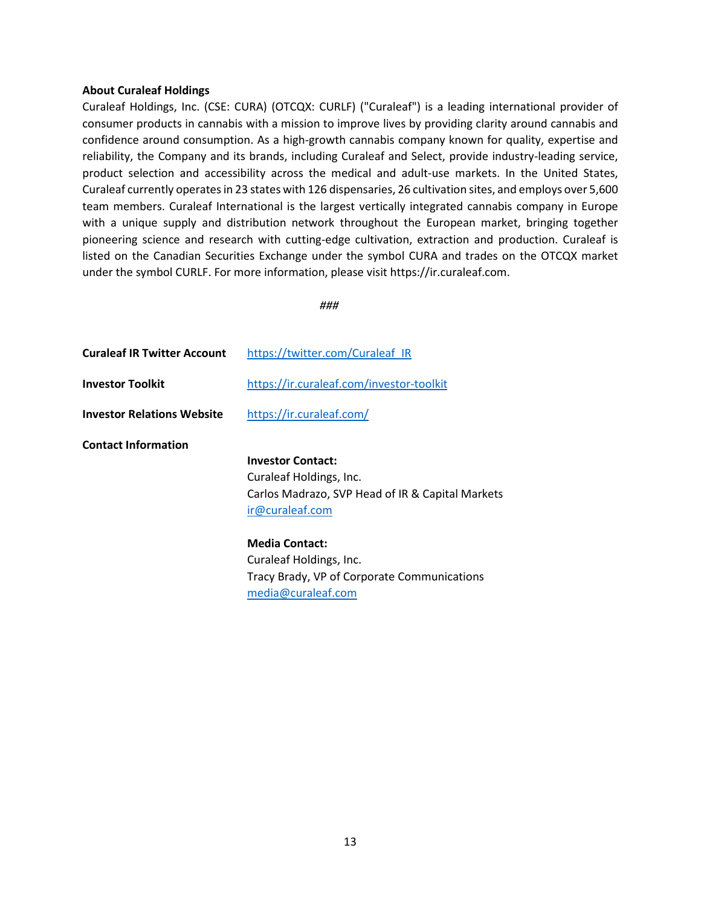**About Curaleaf Holdings**

Curaleaf Holdings, Inc. (CSE: CURA) (OTCQX: CURLF) ("Curaleaf") is a leading international provider of consumer products in cannabis with a mission to improve lives by providing clarity around cannabis and confidence around consumption. As a high-growth cannabis company known for quality, expertise and reliability, the Company and its brands, including Curaleaf and Select, provide industry-leading service, product selection and accessibility across the medical and adult-use markets. In the United States, Curaleaf currently operates in 23 states with 126 dispensaries, 26 cultivation sites, and employs over 5,600 team members. Curaleaf International is the largest vertically integrated cannabis company in Europe with a unique supply and distribution network throughout the European market, bringing together pioneering science and research with cutting-edge cultivation, extraction and production. Curaleaf is listed on the Canadian Securities Exchange under the symbol CURA and trades on the OTCQX market under the symbol CURLF. For more information, please visit https://ir.curaleaf.com.

###

**Curaleaf IR Twitter Account** https://twitter.com/Curaleaf_IR

**Investor Toolkit** https://ir.curaleaf.com/investor-toolkit

**Investor Relations Website** https://ir.curaleaf.com/

**Contact Information**

**Investor Contact:**
Curaleaf Holdings, Inc.
Carlos Madrazo, SVP Head of IR & Capital Markets
ir@curaleaf.com

**Media Contact:**
Curaleaf Holdings, Inc.
Tracy Brady, VP of Corporate Communications
media@curaleaf.com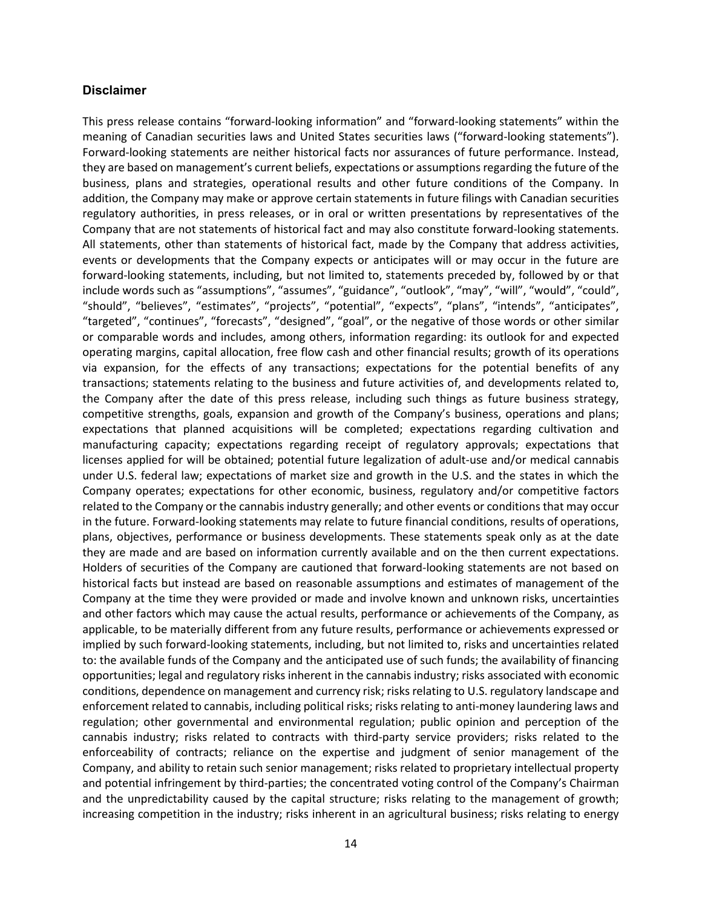## Disclaimer

This press release contains "forward-looking information" and "forward-looking statements" within the meaning of Canadian securities laws and United States securities laws ("forward-looking statements"). Forward-looking statements are neither historical facts nor assurances of future performance. Instead, they are based on management's current beliefs, expectations or assumptions regarding the future of the business, plans and strategies, operational results and other future conditions of the Company. In addition, the Company may make or approve certain statements in future filings with Canadian securities regulatory authorities, in press releases, or in oral or written presentations by representatives of the Company that are not statements of historical fact and may also constitute forward-looking statements. All statements, other than statements of historical fact, made by the Company that address activities, events or developments that the Company expects or anticipates will or may occur in the future are forward-looking statements, including, but not limited to, statements preceded by, followed by or that include words such as "assumptions", "assumes", "guidance", "outlook", "may", "will", "would", "could", "should", "believes", "estimates", "projects", "potential", "expects", "plans", "intends", "anticipates", "targeted", "continues", "forecasts", "designed", "goal", or the negative of those words or other similar or comparable words and includes, among others, information regarding: its outlook for and expected operating margins, capital allocation, free flow cash and other financial results; growth of its operations via expansion, for the effects of any transactions; expectations for the potential benefits of any transactions; statements relating to the business and future activities of, and developments related to, the Company after the date of this press release, including such things as future business strategy, competitive strengths, goals, expansion and growth of the Company's business, operations and plans; expectations that planned acquisitions will be completed; expectations regarding cultivation and manufacturing capacity; expectations regarding receipt of regulatory approvals; expectations that licenses applied for will be obtained; potential future legalization of adult-use and/or medical cannabis under U.S. federal law; expectations of market size and growth in the U.S. and the states in which the Company operates; expectations for other economic, business, regulatory and/or competitive factors related to the Company or the cannabis industry generally; and other events or conditions that may occur in the future. Forward-looking statements may relate to future financial conditions, results of operations, plans, objectives, performance or business developments. These statements speak only as at the date they are made and are based on information currently available and on the then current expectations. Holders of securities of the Company are cautioned that forward-looking statements are not based on historical facts but instead are based on reasonable assumptions and estimates of management of the Company at the time they were provided or made and involve known and unknown risks, uncertainties and other factors which may cause the actual results, performance or achievements of the Company, as applicable, to be materially different from any future results, performance or achievements expressed or implied by such forward-looking statements, including, but not limited to, risks and uncertainties related to: the available funds of the Company and the anticipated use of such funds; the availability of financing opportunities; legal and regulatory risks inherent in the cannabis industry; risks associated with economic conditions, dependence on management and currency risk; risks relating to U.S. regulatory landscape and enforcement related to cannabis, including political risks; risks relating to anti-money laundering laws and regulation; other governmental and environmental regulation; public opinion and perception of the cannabis industry; risks related to contracts with third-party service providers; risks related to the enforceability of contracts; reliance on the expertise and judgment of senior management of the Company, and ability to retain such senior management; risks related to proprietary intellectual property and potential infringement by third-parties; the concentrated voting control of the Company's Chairman and the unpredictability caused by the capital structure; risks relating to the management of growth; increasing competition in the industry; risks inherent in an agricultural business; risks relating to energy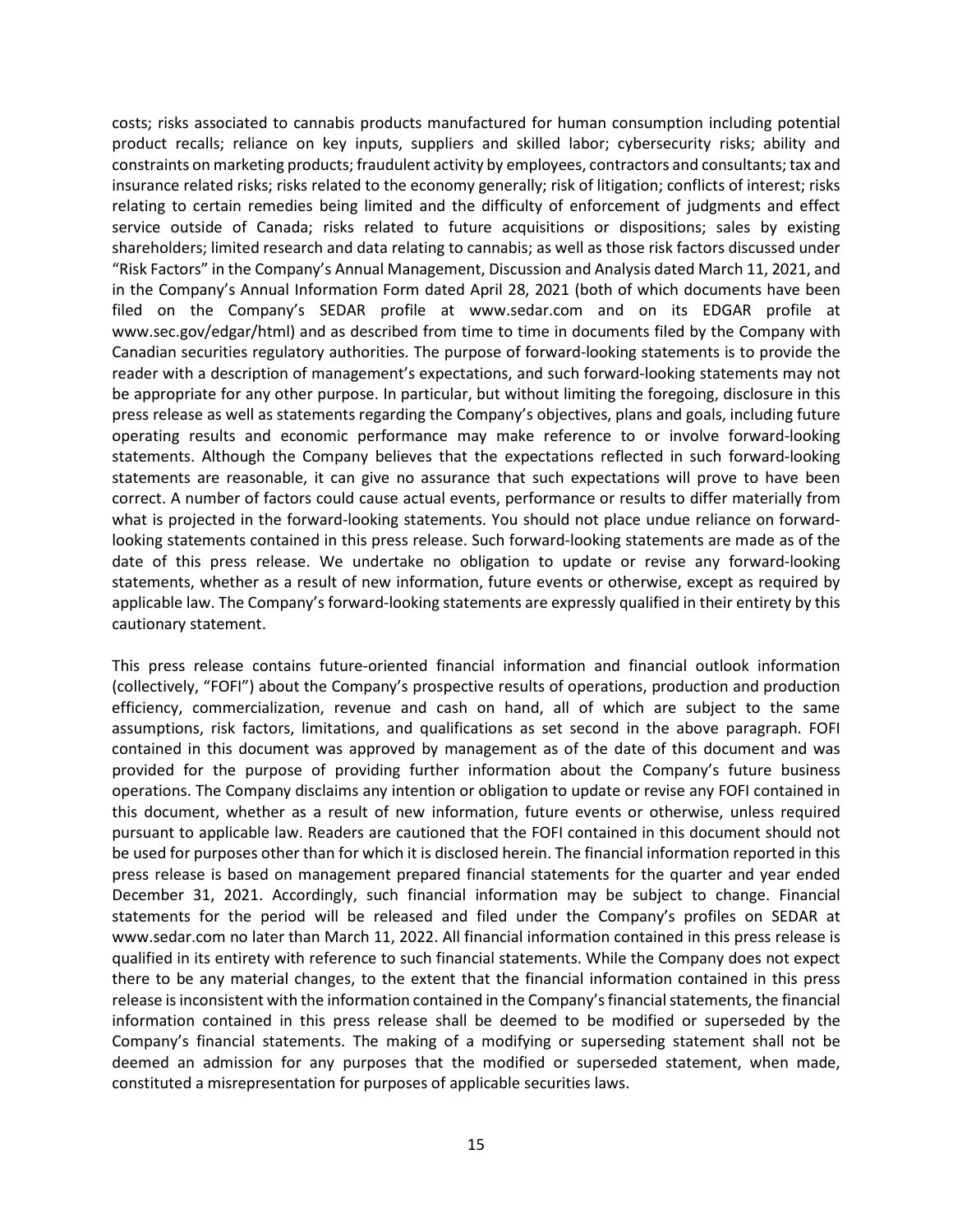costs; risks associated to cannabis products manufactured for human consumption including potential product recalls; reliance on key inputs, suppliers and skilled labor; cybersecurity risks; ability and constraints on marketing products; fraudulent activity by employees, contractors and consultants; tax and insurance related risks; risks related to the economy generally; risk of litigation; conflicts of interest; risks relating to certain remedies being limited and the difficulty of enforcement of judgments and effect service outside of Canada; risks related to future acquisitions or dispositions; sales by existing shareholders; limited research and data relating to cannabis; as well as those risk factors discussed under "Risk Factors" in the Company's Annual Management, Discussion and Analysis dated March 11, 2021, and in the Company's Annual Information Form dated April 28, 2021 (both of which documents have been filed on the Company's SEDAR profile at www.sedar.com and on its EDGAR profile at www.sec.gov/edgar/html) and as described from time to time in documents filed by the Company with Canadian securities regulatory authorities. The purpose of forward-looking statements is to provide the reader with a description of management's expectations, and such forward-looking statements may not be appropriate for any other purpose. In particular, but without limiting the foregoing, disclosure in this press release as well as statements regarding the Company's objectives, plans and goals, including future operating results and economic performance may make reference to or involve forward-looking statements. Although the Company believes that the expectations reflected in such forward-looking statements are reasonable, it can give no assurance that such expectations will prove to have been correct. A number of factors could cause actual events, performance or results to differ materially from what is projected in the forward-looking statements. You should not place undue reliance on forward-looking statements contained in this press release. Such forward-looking statements are made as of the date of this press release. We undertake no obligation to update or revise any forward-looking statements, whether as a result of new information, future events or otherwise, except as required by applicable law. The Company's forward-looking statements are expressly qualified in their entirety by this cautionary statement.

This press release contains future-oriented financial information and financial outlook information (collectively, "FOFI") about the Company's prospective results of operations, production and production efficiency, commercialization, revenue and cash on hand, all of which are subject to the same assumptions, risk factors, limitations, and qualifications as set second in the above paragraph. FOFI contained in this document was approved by management as of the date of this document and was provided for the purpose of providing further information about the Company's future business operations. The Company disclaims any intention or obligation to update or revise any FOFI contained in this document, whether as a result of new information, future events or otherwise, unless required pursuant to applicable law. Readers are cautioned that the FOFI contained in this document should not be used for purposes other than for which it is disclosed herein. The financial information reported in this press release is based on management prepared financial statements for the quarter and year ended December 31, 2021. Accordingly, such financial information may be subject to change. Financial statements for the period will be released and filed under the Company's profiles on SEDAR at www.sedar.com no later than March 11, 2022. All financial information contained in this press release is qualified in its entirety with reference to such financial statements. While the Company does not expect there to be any material changes, to the extent that the financial information contained in this press release is inconsistent with the information contained in the Company's financial statements, the financial information contained in this press release shall be deemed to be modified or superseded by the Company's financial statements. The making of a modifying or superseding statement shall not be deemed an admission for any purposes that the modified or superseded statement, when made, constituted a misrepresentation for purposes of applicable securities laws.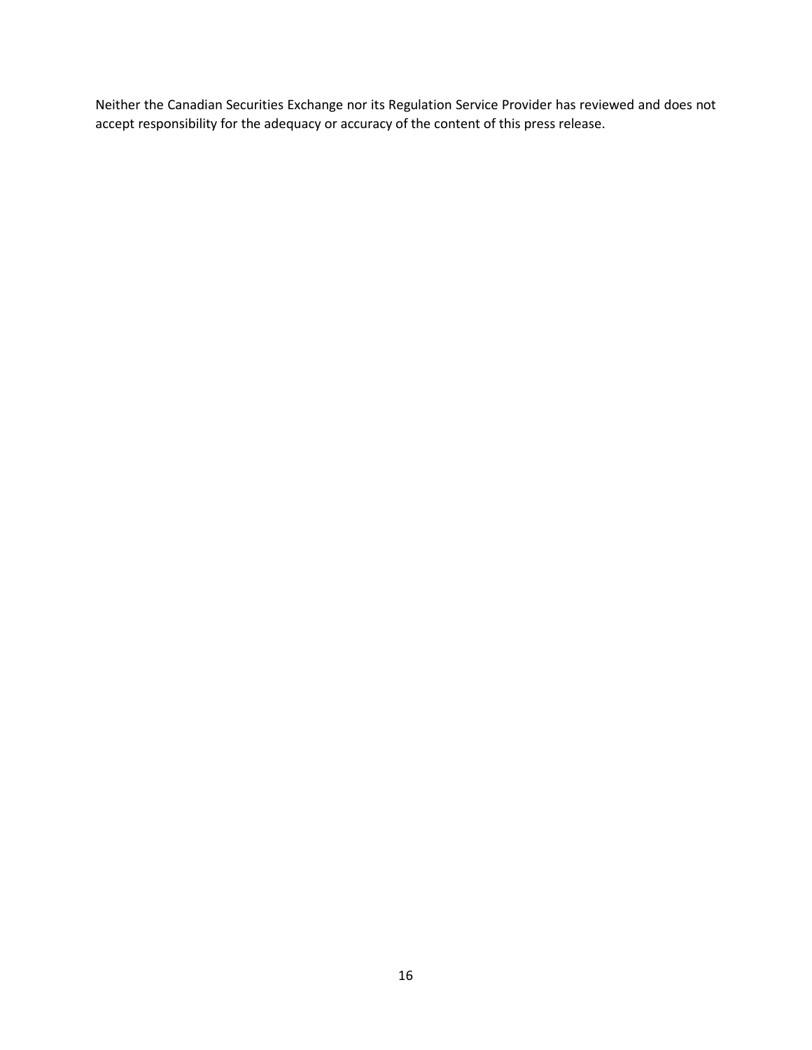Neither the Canadian Securities Exchange nor its Regulation Service Provider has reviewed and does not accept responsibility for the adequacy or accuracy of the content of this press release.